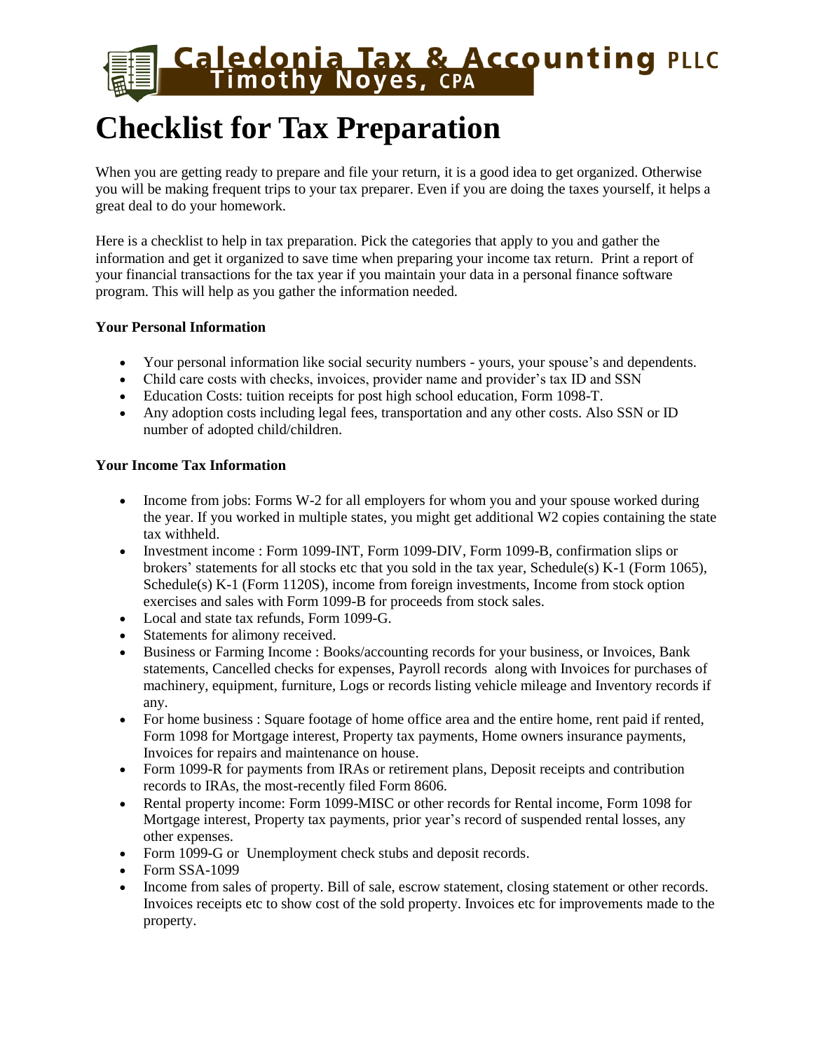Caledonia Tax & Accounting PLLC
Timothy Noyes, CPA

# Checklist for Tax Preparation

When you are getting ready to prepare and file your return, it is a good idea to get organized. Otherwise you will be making frequent trips to your tax preparer. Even if you are doing the taxes yourself, it helps a great deal to do your homework.

Here is a checklist to help in tax preparation. Pick the categories that apply to you and gather the information and get it organized to save time when preparing your income tax return. Print a report of your financial transactions for the tax year if you maintain your data in a personal finance software program. This will help as you gather the information needed.

**Your Personal Information**

- Your personal information like social security numbers - yours, your spouse's and dependents.
- Child care costs with checks, invoices, provider name and provider's tax ID and SSN
- Education Costs: tuition receipts for post high school education, Form 1098-T.
- Any adoption costs including legal fees, transportation and any other costs. Also SSN or ID number of adopted child/children.

**Your Income Tax Information**

- Income from jobs: Forms W-2 for all employers for whom you and your spouse worked during the year. If you worked in multiple states, you might get additional W2 copies containing the state tax withheld.
- Investment income : Form 1099-INT, Form 1099-DIV, Form 1099-B, confirmation slips or brokers' statements for all stocks etc that you sold in the tax year, Schedule(s) K-1 (Form 1065), Schedule(s) K-1 (Form 1120S), income from foreign investments, Income from stock option exercises and sales with Form 1099-B for proceeds from stock sales.
- Local and state tax refunds, Form 1099-G.
- Statements for alimony received.
- Business or Farming Income : Books/accounting records for your business, or Invoices, Bank statements, Cancelled checks for expenses, Payroll records along with Invoices for purchases of machinery, equipment, furniture, Logs or records listing vehicle mileage and Inventory records if any.
- For home business : Square footage of home office area and the entire home, rent paid if rented, Form 1098 for Mortgage interest, Property tax payments, Home owners insurance payments, Invoices for repairs and maintenance on house.
- Form 1099-R for payments from IRAs or retirement plans, Deposit receipts and contribution records to IRAs, the most-recently filed Form 8606.
- Rental property income: Form 1099-MISC or other records for Rental income, Form 1098 for Mortgage interest, Property tax payments, prior year's record of suspended rental losses, any other expenses.
- Form 1099-G or Unemployment check stubs and deposit records.
- Form SSA-1099
- Income from sales of property. Bill of sale, escrow statement, closing statement or other records. Invoices receipts etc to show cost of the sold property. Invoices etc for improvements made to the property.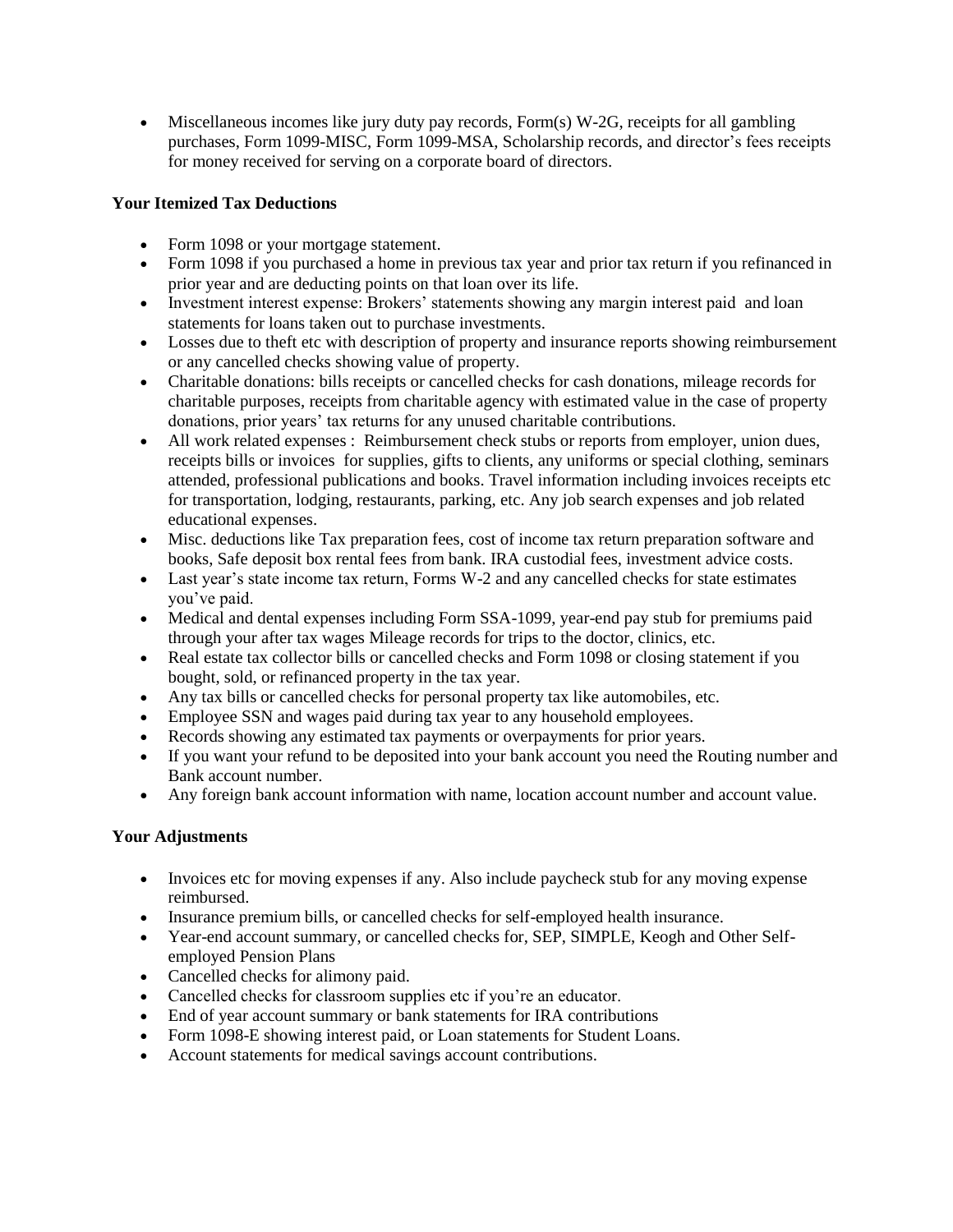- Miscellaneous incomes like jury duty pay records, Form(s) W-2G, receipts for all gambling purchases, Form 1099-MISC, Form 1099-MSA, Scholarship records, and director's fees receipts for money received for serving on a corporate board of directors.

**Your Itemized Tax Deductions**

- Form 1098 or your mortgage statement.
- Form 1098 if you purchased a home in previous tax year and prior tax return if you refinanced in prior year and are deducting points on that loan over its life.
- Investment interest expense: Brokers' statements showing any margin interest paid and loan statements for loans taken out to purchase investments.
- Losses due to theft etc with description of property and insurance reports showing reimbursement or any cancelled checks showing value of property.
- Charitable donations: bills receipts or cancelled checks for cash donations, mileage records for charitable purposes, receipts from charitable agency with estimated value in the case of property donations, prior years' tax returns for any unused charitable contributions.
- All work related expenses : Reimbursement check stubs or reports from employer, union dues, receipts bills or invoices for supplies, gifts to clients, any uniforms or special clothing, seminars attended, professional publications and books. Travel information including invoices receipts etc for transportation, lodging, restaurants, parking, etc. Any job search expenses and job related educational expenses.
- Misc. deductions like Tax preparation fees, cost of income tax return preparation software and books, Safe deposit box rental fees from bank. IRA custodial fees, investment advice costs.
- Last year's state income tax return, Forms W-2 and any cancelled checks for state estimates you've paid.
- Medical and dental expenses including Form SSA-1099, year-end pay stub for premiums paid through your after tax wages Mileage records for trips to the doctor, clinics, etc.
- Real estate tax collector bills or cancelled checks and Form 1098 or closing statement if you bought, sold, or refinanced property in the tax year.
- Any tax bills or cancelled checks for personal property tax like automobiles, etc.
- Employee SSN and wages paid during tax year to any household employees.
- Records showing any estimated tax payments or overpayments for prior years.
- If you want your refund to be deposited into your bank account you need the Routing number and Bank account number.
- Any foreign bank account information with name, location account number and account value.

**Your Adjustments**

- Invoices etc for moving expenses if any. Also include paycheck stub for any moving expense reimbursed.
- Insurance premium bills, or cancelled checks for self-employed health insurance.
- Year-end account summary, or cancelled checks for, SEP, SIMPLE, Keogh and Other Self-employed Pension Plans
- Cancelled checks for alimony paid.
- Cancelled checks for classroom supplies etc if you're an educator.
- End of year account summary or bank statements for IRA contributions
- Form 1098-E showing interest paid, or Loan statements for Student Loans.
- Account statements for medical savings account contributions.